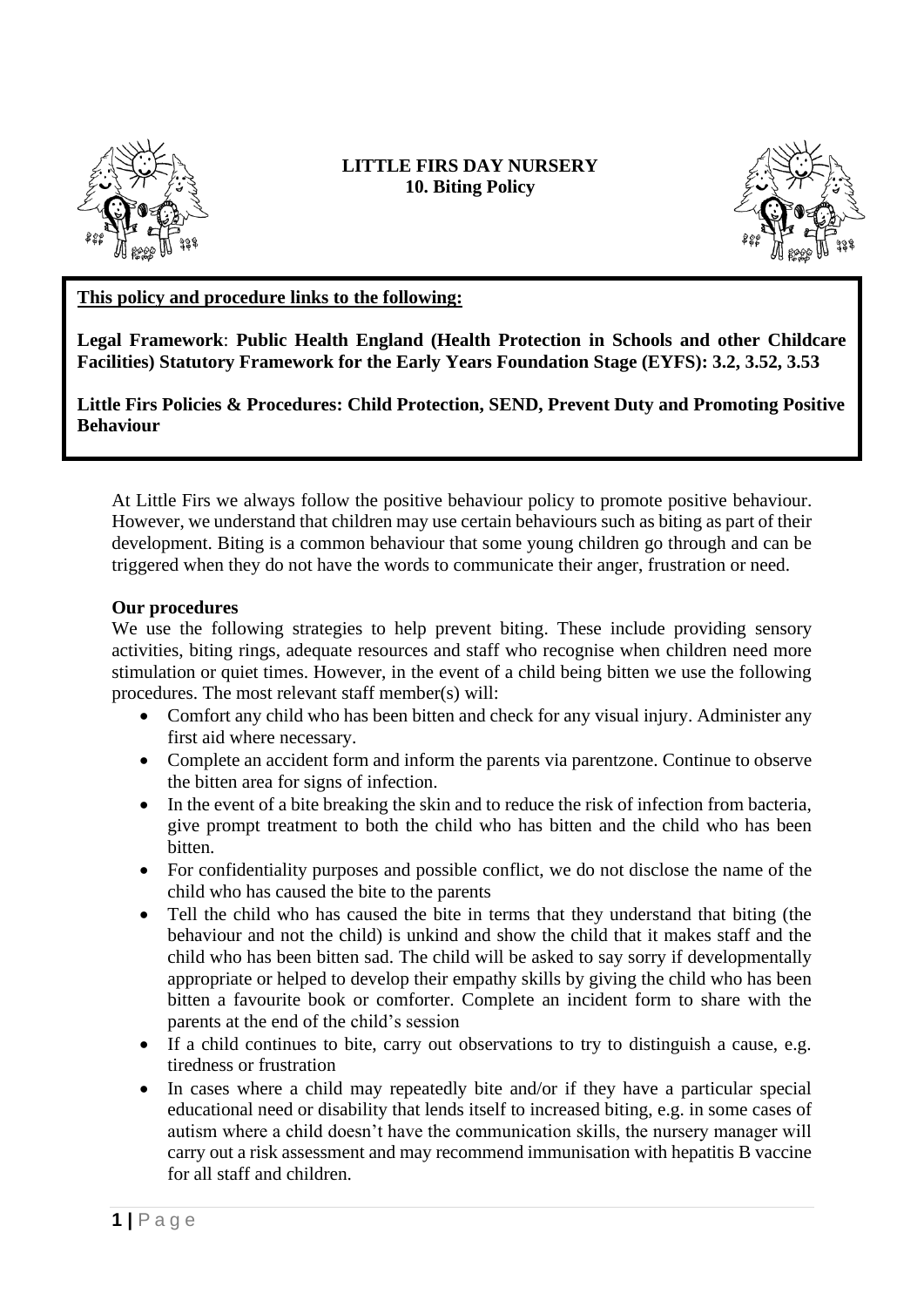# LITTLE FIRS DAY NURSERY
## 10. Biting Policy

**This policy and procedure links to the following:**

**Legal Framework**: **Public Health England (Health Protection in Schools and other Childcare Facilities) Statutory Framework for the Early Years Foundation Stage (EYFS): 3.2, 3.52, 3.53**

**Little Firs Policies & Procedures: Child Protection, SEND, Prevent Duty and Promoting Positive Behaviour**

At Little Firs we always follow the positive behaviour policy to promote positive behaviour. However, we understand that children may use certain behaviours such as biting as part of their development. Biting is a common behaviour that some young children go through and can be triggered when they do not have the words to communicate their anger, frustration or need.

**Our procedures**

We use the following strategies to help prevent biting. These include providing sensory activities, biting rings, adequate resources and staff who recognise when children need more stimulation or quiet times. However, in the event of a child being bitten we use the following procedures. The most relevant staff member(s) will:

- Comfort any child who has been bitten and check for any visual injury. Administer any first aid where necessary.
- Complete an accident form and inform the parents via parentzone. Continue to observe the bitten area for signs of infection.
- In the event of a bite breaking the skin and to reduce the risk of infection from bacteria, give prompt treatment to both the child who has bitten and the child who has been bitten.
- For confidentiality purposes and possible conflict, we do not disclose the name of the child who has caused the bite to the parents
- Tell the child who has caused the bite in terms that they understand that biting (the behaviour and not the child) is unkind and show the child that it makes staff and the child who has been bitten sad. The child will be asked to say sorry if developmentally appropriate or helped to develop their empathy skills by giving the child who has been bitten a favourite book or comforter. Complete an incident form to share with the parents at the end of the child's session
- If a child continues to bite, carry out observations to try to distinguish a cause, e.g. tiredness or frustration
- In cases where a child may repeatedly bite and/or if they have a particular special educational need or disability that lends itself to increased biting, e.g. in some cases of autism where a child doesn't have the communication skills, the nursery manager will carry out a risk assessment and may recommend immunisation with hepatitis B vaccine for all staff and children.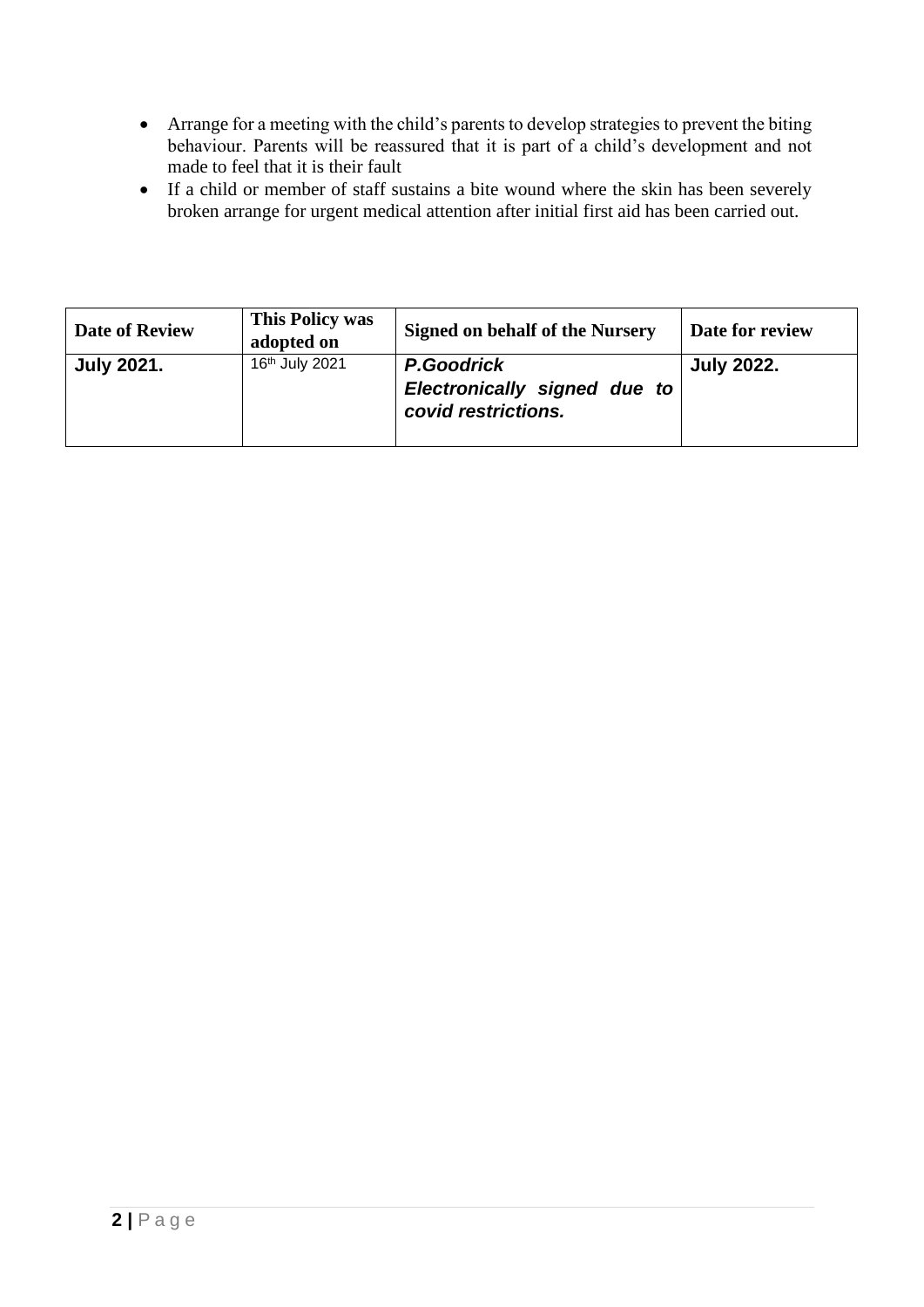- Arrange for a meeting with the child's parents to develop strategies to prevent the biting behaviour. Parents will be reassured that it is part of a child's development and not made to feel that it is their fault
- If a child or member of staff sustains a bite wound where the skin has been severely broken arrange for urgent medical attention after initial first aid has been carried out.

| Date of Review | This Policy was adopted on | Signed on behalf of the Nursery | Date for review |
|---|---|---|---|
| **July 2021.** | 16th July 2021 | ***P.Goodrick*** ***Electronically signed due to covid restrictions.*** | **July 2022.** |